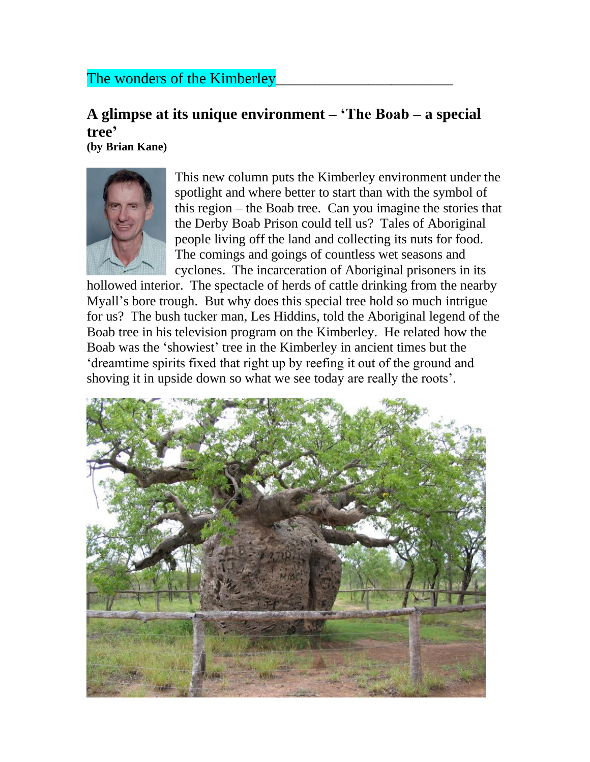The wonders of the Kimberley

## A glimpse at its unique environment – 'The Boab – a special tree'

**(by Brian Kane)**

This new column puts the Kimberley environment under the spotlight and where better to start than with the symbol of this region – the Boab tree. Can you imagine the stories that the Derby Boab Prison could tell us? Tales of Aboriginal people living off the land and collecting its nuts for food. The comings and goings of countless wet seasons and cyclones. The incarceration of Aboriginal prisoners in its hollowed interior. The spectacle of herds of cattle drinking from the nearby Myall's bore trough. But why does this special tree hold so much intrigue for us? The bush tucker man, Les Hiddins, told the Aboriginal legend of the Boab tree in his television program on the Kimberley. He related how the Boab was the 'showiest' tree in the Kimberley in ancient times but the 'dreamtime spirits fixed that right up by reefing it out of the ground and shoving it in upside down so what we see today are really the roots'.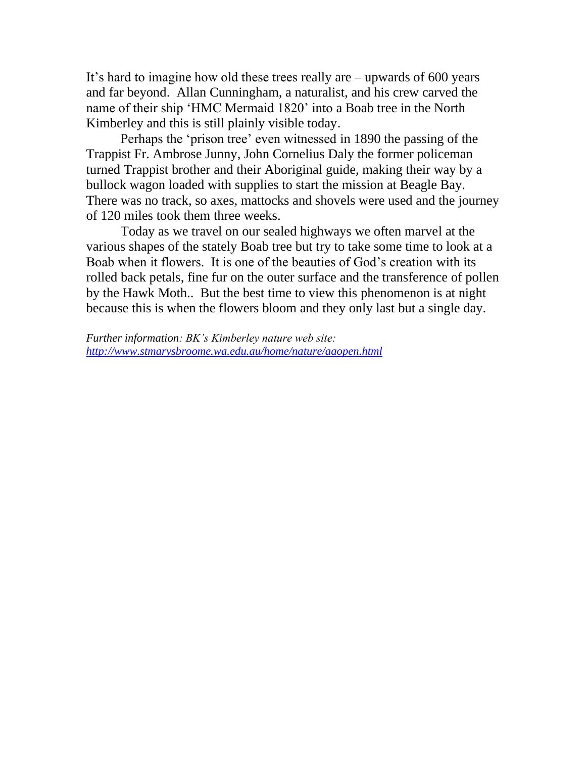It's hard to imagine how old these trees really are – upwards of 600 years and far beyond. Allan Cunningham, a naturalist, and his crew carved the name of their ship 'HMC Mermaid 1820' into a Boab tree in the North Kimberley and this is still plainly visible today.

Perhaps the 'prison tree' even witnessed in 1890 the passing of the Trappist Fr. Ambrose Junny, John Cornelius Daly the former policeman turned Trappist brother and their Aboriginal guide, making their way by a bullock wagon loaded with supplies to start the mission at Beagle Bay. There was no track, so axes, mattocks and shovels were used and the journey of 120 miles took them three weeks.

Today as we travel on our sealed highways we often marvel at the various shapes of the stately Boab tree but try to take some time to look at a Boab when it flowers. It is one of the beauties of God's creation with its rolled back petals, fine fur on the outer surface and the transference of pollen by the Hawk Moth.. But the best time to view this phenomenon is at night because this is when the flowers bloom and they only last but a single day.

*Further information: BK's Kimberley nature web site:*
*http://www.stmarysbroome.wa.edu.au/home/nature/aaopen.html*